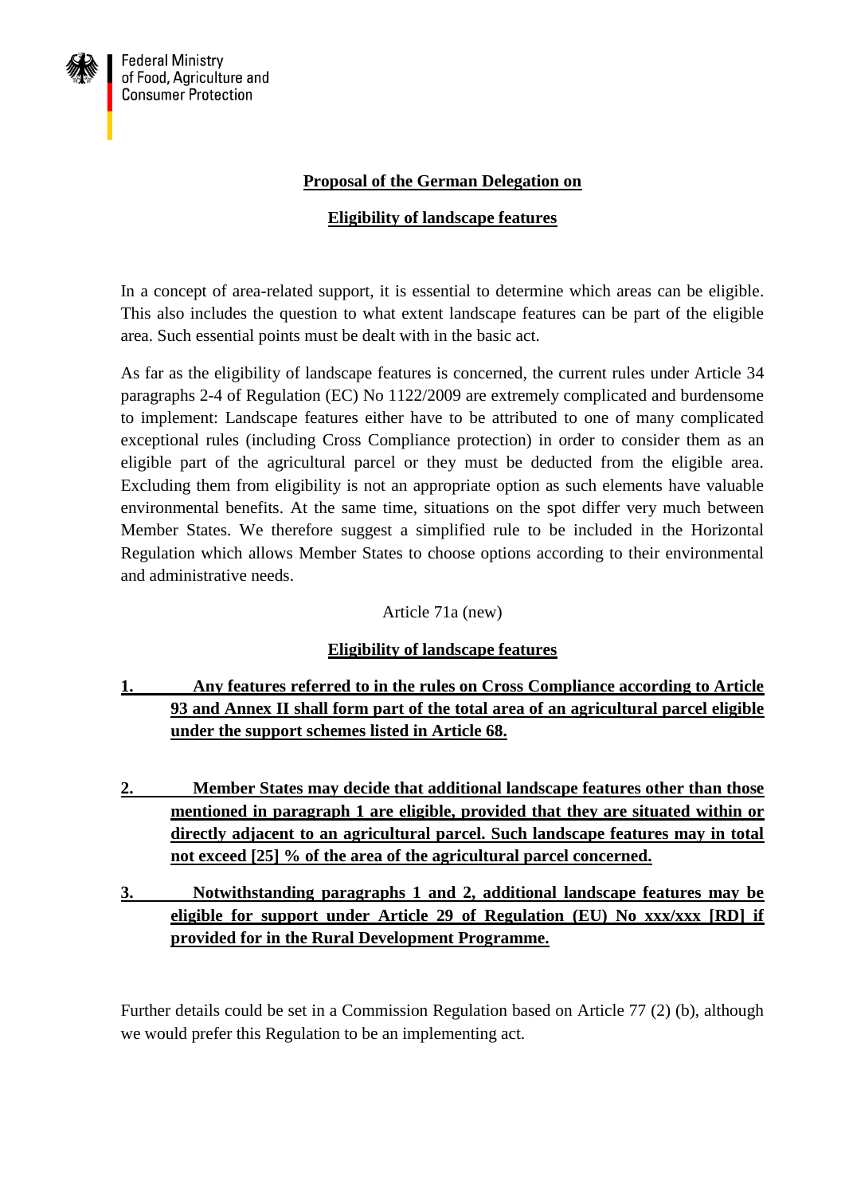Federal Ministry of Food, Agriculture and Consumer Protection

## Proposal of the German Delegation on

## Eligibility of landscape features

In a concept of area-related support, it is essential to determine which areas can be eligible. This also includes the question to what extent landscape features can be part of the eligible area. Such essential points must be dealt with in the basic act.

As far as the eligibility of landscape features is concerned, the current rules under Article 34 paragraphs 2-4 of Regulation (EC) No 1122/2009 are extremely complicated and burdensome to implement: Landscape features either have to be attributed to one of many complicated exceptional rules (including Cross Compliance protection) in order to consider them as an eligible part of the agricultural parcel or they must be deducted from the eligible area. Excluding them from eligibility is not an appropriate option as such elements have valuable environmental benefits. At the same time, situations on the spot differ very much between Member States. We therefore suggest a simplified rule to be included in the Horizontal Regulation which allows Member States to choose options according to their environmental and administrative needs.

Article 71a (new)

### Eligibility of landscape features

1. **Any features referred to in the rules on Cross Compliance according to Article 93 and Annex II shall form part of the total area of an agricultural parcel eligible under the support schemes listed in Article 68.**

2. **Member States may decide that additional landscape features other than those mentioned in paragraph 1 are eligible, provided that they are situated within or directly adjacent to an agricultural parcel. Such landscape features may in total not exceed [25] % of the area of the agricultural parcel concerned.**

3. **Notwithstanding paragraphs 1 and 2, additional landscape features may be eligible for support under Article 29 of Regulation (EU) No xxx/xxx [RD] if provided for in the Rural Development Programme.**

Further details could be set in a Commission Regulation based on Article 77 (2) (b), although we would prefer this Regulation to be an implementing act.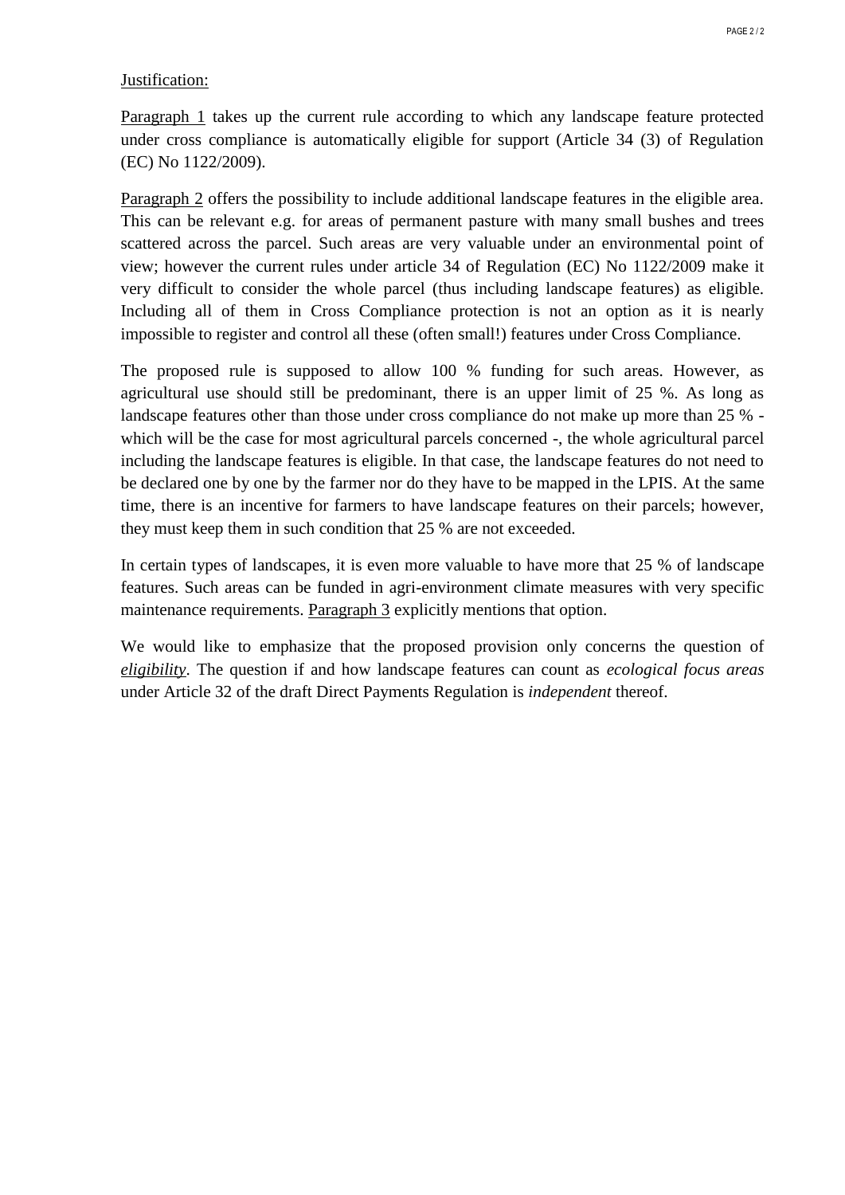Justification:

Paragraph 1 takes up the current rule according to which any landscape feature protected under cross compliance is automatically eligible for support (Article 34 (3) of Regulation (EC) No 1122/2009).

Paragraph 2 offers the possibility to include additional landscape features in the eligible area. This can be relevant e.g. for areas of permanent pasture with many small bushes and trees scattered across the parcel. Such areas are very valuable under an environmental point of view; however the current rules under article 34 of Regulation (EC) No 1122/2009 make it very difficult to consider the whole parcel (thus including landscape features) as eligible. Including all of them in Cross Compliance protection is not an option as it is nearly impossible to register and control all these (often small!) features under Cross Compliance.

The proposed rule is supposed to allow 100 % funding for such areas. However, as agricultural use should still be predominant, there is an upper limit of 25 %. As long as landscape features other than those under cross compliance do not make up more than 25 % - which will be the case for most agricultural parcels concerned -, the whole agricultural parcel including the landscape features is eligible. In that case, the landscape features do not need to be declared one by one by the farmer nor do they have to be mapped in the LPIS. At the same time, there is an incentive for farmers to have landscape features on their parcels; however, they must keep them in such condition that 25 % are not exceeded.

In certain types of landscapes, it is even more valuable to have more that 25 % of landscape features. Such areas can be funded in agri-environment climate measures with very specific maintenance requirements. Paragraph 3 explicitly mentions that option.

We would like to emphasize that the proposed provision only concerns the question of *eligibility*. The question if and how landscape features can count as *ecological focus areas* under Article 32 of the draft Direct Payments Regulation is *independent* thereof.